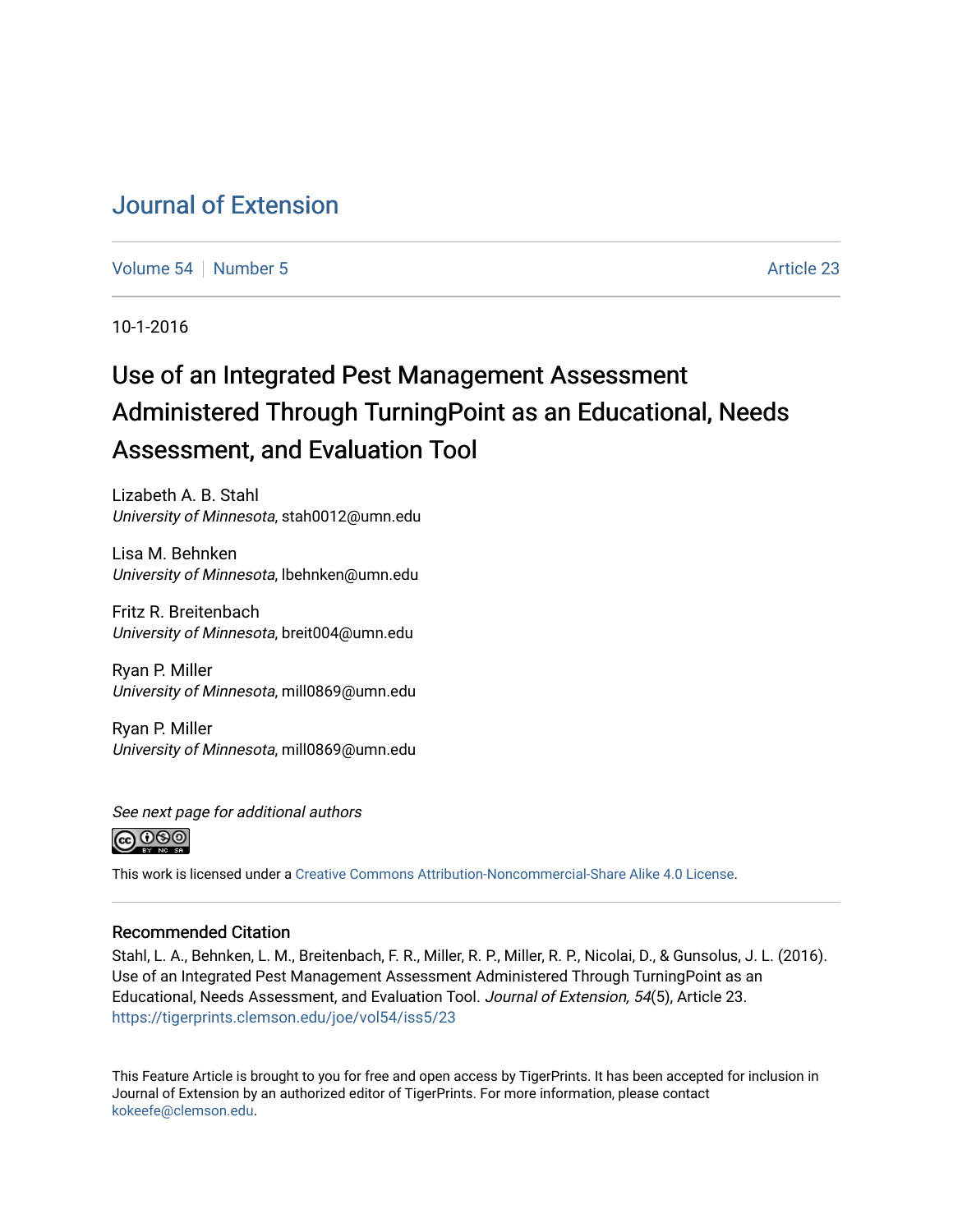# Journal of Extension

Volume 54 | Number 5 Article 23

10-1-2016

# Use of an Integrated Pest Management Assessment Administered Through TurningPoint as an Educational, Needs Assessment, and Evaluation Tool

Lizabeth A. B. Stahl
*University of Minnesota*, stah0012@umn.edu

Lisa M. Behnken
*University of Minnesota*, lbehnken@umn.edu

Fritz R. Breitenbach
*University of Minnesota*, breit004@umn.edu

Ryan P. Miller
*University of Minnesota*, mill0869@umn.edu

Ryan P. Miller
*University of Minnesota*, mill0869@umn.edu

*See next page for additional authors*

This work is licensed under a Creative Commons Attribution-Noncommercial-Share Alike 4.0 License.

## Recommended Citation

Stahl, L. A., Behnken, L. M., Breitenbach, F. R., Miller, R. P., Miller, R. P., Nicolai, D., & Gunsolus, J. L. (2016). Use of an Integrated Pest Management Assessment Administered Through TurningPoint as an Educational, Needs Assessment, and Evaluation Tool. *Journal of Extension, 54*(5), Article 23. https://tigerprints.clemson.edu/joe/vol54/iss5/23

This Feature Article is brought to you for free and open access by TigerPrints. It has been accepted for inclusion in Journal of Extension by an authorized editor of TigerPrints. For more information, please contact kokeefe@clemson.edu.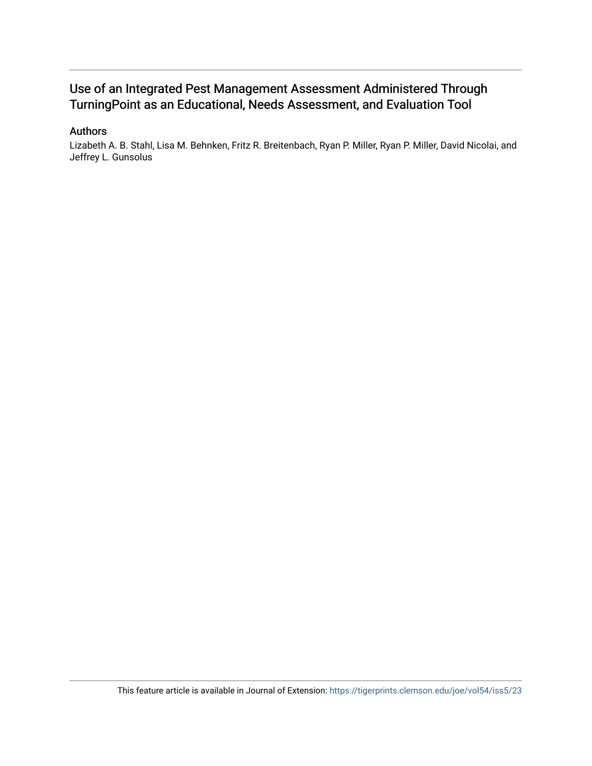# Use of an Integrated Pest Management Assessment Administered Through TurningPoint as an Educational, Needs Assessment, and Evaluation Tool

## Authors

Lizabeth A. B. Stahl, Lisa M. Behnken, Fritz R. Breitenbach, Ryan P. Miller, Ryan P. Miller, David Nicolai, and Jeffrey L. Gunsolus

This feature article is available in Journal of Extension: https://tigerprints.clemson.edu/joe/vol54/iss5/23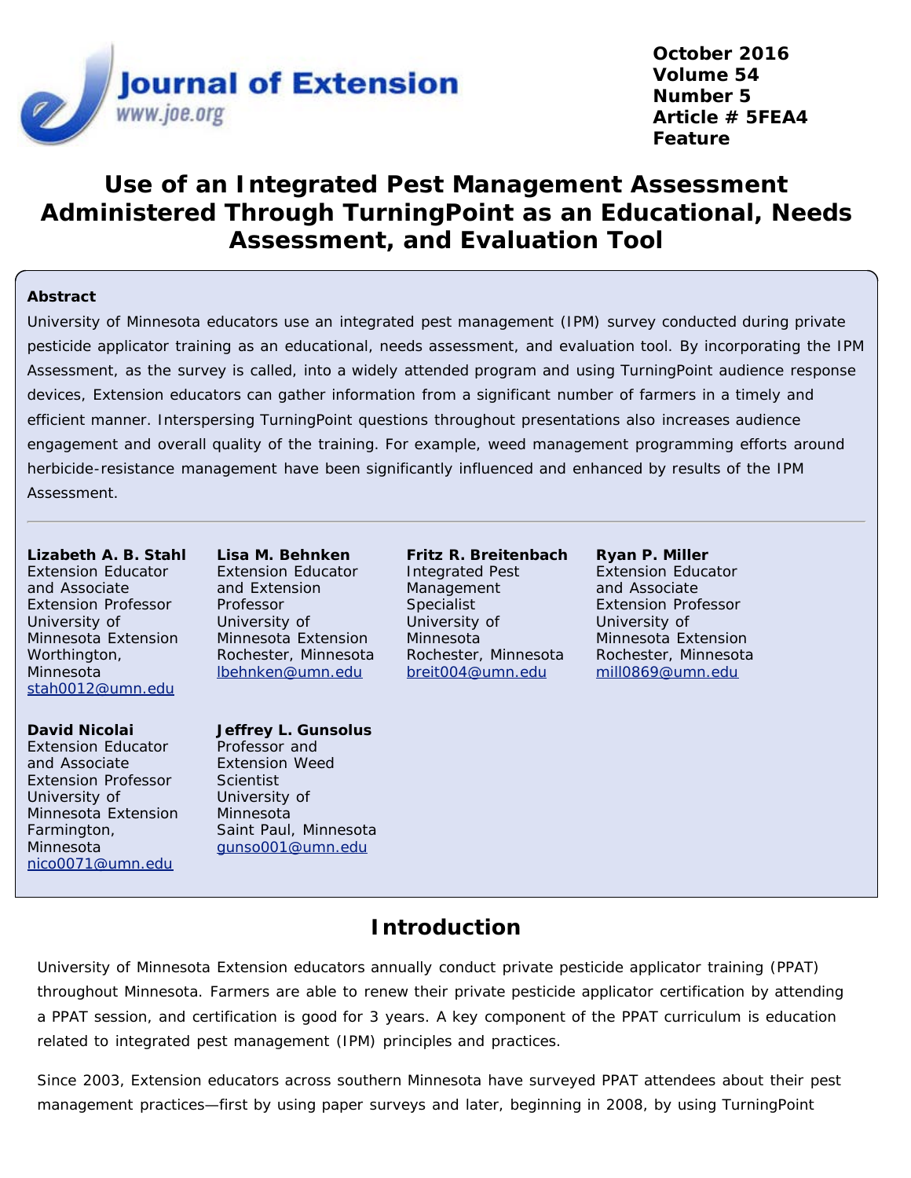# Use of an Integrated Pest Management Assessment Administered Through TurningPoint as an Educational, Needs Assessment, and Evaluation Tool

## Abstract

University of Minnesota educators use an integrated pest management (IPM) survey conducted during private pesticide applicator training as an educational, needs assessment, and evaluation tool. By incorporating the IPM Assessment, as the survey is called, into a widely attended program and using TurningPoint audience response devices, Extension educators can gather information from a significant number of farmers in a timely and efficient manner. Interspersing TurningPoint questions throughout presentations also increases audience engagement and overall quality of the training. For example, weed management programming efforts around herbicide-resistance management have been significantly influenced and enhanced by results of the IPM Assessment.

---

**Lizabeth A. B. Stahl**
Extension Educator and Associate Extension Professor
University of Minnesota Extension
Worthington, Minnesota
stah0012@umn.edu

**Lisa M. Behnken**
Extension Educator and Extension Professor
University of Minnesota Extension
Rochester, Minnesota
lbehnken@umn.edu

**Fritz R. Breitenbach**
Integrated Pest Management Specialist
University of Minnesota
Rochester, Minnesota
breit004@umn.edu

**Ryan P. Miller**
Extension Educator and Associate Extension Professor
University of Minnesota Extension
Rochester, Minnesota
mill0869@umn.edu

**David Nicolai**
Extension Educator and Associate Extension Professor
University of Minnesota Extension
Farmington, Minnesota
nico0071@umn.edu

**Jeffrey L. Gunsolus**
Professor and Extension Weed Scientist
University of Minnesota
Saint Paul, Minnesota
gunso001@umn.edu

## Introduction

University of Minnesota Extension educators annually conduct private pesticide applicator training (PPAT) throughout Minnesota. Farmers are able to renew their private pesticide applicator certification by attending a PPAT session, and certification is good for 3 years. A key component of the PPAT curriculum is education related to integrated pest management (IPM) principles and practices.

Since 2003, Extension educators across southern Minnesota have surveyed PPAT attendees about their pest management practices—first by using paper surveys and later, beginning in 2008, by using TurningPoint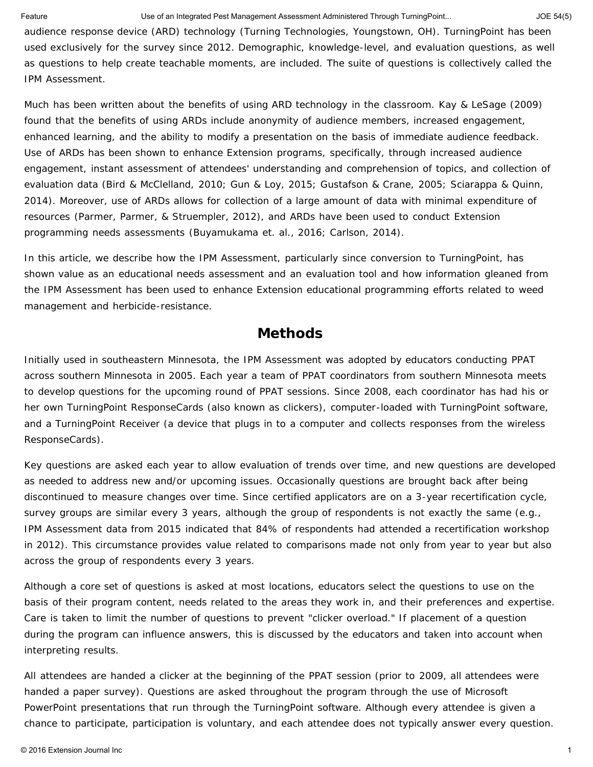audience response device (ARD) technology (Turning Technologies, Youngstown, OH). TurningPoint has been used exclusively for the survey since 2012. Demographic, knowledge-level, and evaluation questions, as well as questions to help create teachable moments, are included. The suite of questions is collectively called the IPM Assessment.

Much has been written about the benefits of using ARD technology in the classroom. Kay & LeSage (2009) found that the benefits of using ARDs include anonymity of audience members, increased engagement, enhanced learning, and the ability to modify a presentation on the basis of immediate audience feedback. Use of ARDs has been shown to enhance Extension programs, specifically, through increased audience engagement, instant assessment of attendees' understanding and comprehension of topics, and collection of evaluation data (Bird & McClelland, 2010; Gun & Loy, 2015; Gustafson & Crane, 2005; Sciarappa & Quinn, 2014). Moreover, use of ARDs allows for collection of a large amount of data with minimal expenditure of resources (Parmer, Parmer, & Struempler, 2012), and ARDs have been used to conduct Extension programming needs assessments (Buyamukama et. al., 2016; Carlson, 2014).

In this article, we describe how the IPM Assessment, particularly since conversion to TurningPoint, has shown value as an educational needs assessment and an evaluation tool and how information gleaned from the IPM Assessment has been used to enhance Extension educational programming efforts related to weed management and herbicide-resistance.

## Methods

Initially used in southeastern Minnesota, the IPM Assessment was adopted by educators conducting PPAT across southern Minnesota in 2005. Each year a team of PPAT coordinators from southern Minnesota meets to develop questions for the upcoming round of PPAT sessions. Since 2008, each coordinator has had his or her own TurningPoint ResponseCards (also known as clickers), computer-loaded with TurningPoint software, and a TurningPoint Receiver (a device that plugs in to a computer and collects responses from the wireless ResponseCards).

Key questions are asked each year to allow evaluation of trends over time, and new questions are developed as needed to address new and/or upcoming issues. Occasionally questions are brought back after being discontinued to measure changes over time. Since certified applicators are on a 3-year recertification cycle, survey groups are similar every 3 years, although the group of respondents is not exactly the same (e.g., IPM Assessment data from 2015 indicated that 84% of respondents had attended a recertification workshop in 2012). This circumstance provides value related to comparisons made not only from year to year but also across the group of respondents every 3 years.

Although a core set of questions is asked at most locations, educators select the questions to use on the basis of their program content, needs related to the areas they work in, and their preferences and expertise. Care is taken to limit the number of questions to prevent "clicker overload." If placement of a question during the program can influence answers, this is discussed by the educators and taken into account when interpreting results.

All attendees are handed a clicker at the beginning of the PPAT session (prior to 2009, all attendees were handed a paper survey). Questions are asked throughout the program through the use of Microsoft PowerPoint presentations that run through the TurningPoint software. Although every attendee is given a chance to participate, participation is voluntary, and each attendee does not typically answer every question.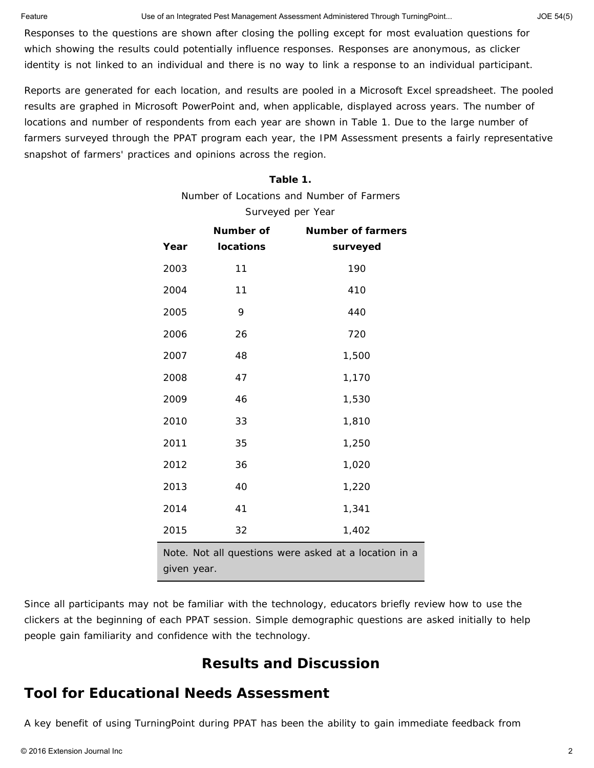Responses to the questions are shown after closing the polling except for most evaluation questions for which showing the results could potentially influence responses. Responses are anonymous, as clicker identity is not linked to an individual and there is no way to link a response to an individual participant.

Reports are generated for each location, and results are pooled in a Microsoft Excel spreadsheet. The pooled results are graphed in Microsoft PowerPoint and, when applicable, displayed across years. The number of locations and number of respondents from each year are shown in Table 1. Due to the large number of farmers surveyed through the PPAT program each year, the IPM Assessment presents a fairly representative snapshot of farmers' practices and opinions across the region.

**Table 1.**
Number of Locations and Number of Farmers Surveyed per Year

| Year | Number of locations | Number of farmers surveyed |
|---|---|---|
| 2003 | 11 | 190 |
| 2004 | 11 | 410 |
| 2005 | 9 | 440 |
| 2006 | 26 | 720 |
| 2007 | 48 | 1,500 |
| 2008 | 47 | 1,170 |
| 2009 | 46 | 1,530 |
| 2010 | 33 | 1,810 |
| 2011 | 35 | 1,250 |
| 2012 | 36 | 1,020 |
| 2013 | 40 | 1,220 |
| 2014 | 41 | 1,341 |
| 2015 | 32 | 1,402 |

Note. Not all questions were asked at a location in a given year.

Since all participants may not be familiar with the technology, educators briefly review how to use the clickers at the beginning of each PPAT session. Simple demographic questions are asked initially to help people gain familiarity and confidence with the technology.

# Results and Discussion

## Tool for Educational Needs Assessment

A key benefit of using TurningPoint during PPAT has been the ability to gain immediate feedback from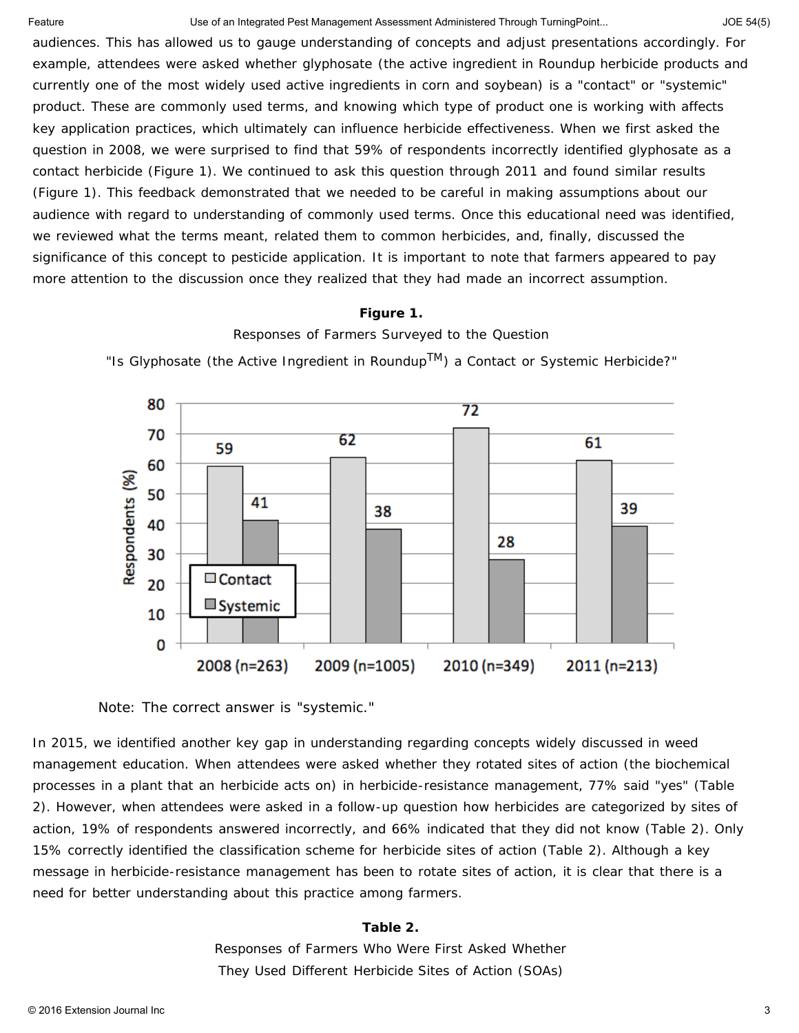audiences. This has allowed us to gauge understanding of concepts and adjust presentations accordingly. For example, attendees were asked whether glyphosate (the active ingredient in Roundup herbicide products and currently one of the most widely used active ingredients in corn and soybean) is a "contact" or "systemic" product. These are commonly used terms, and knowing which type of product one is working with affects key application practices, which ultimately can influence herbicide effectiveness. When we first asked the question in 2008, we were surprised to find that 59% of respondents incorrectly identified glyphosate as a contact herbicide (Figure 1). We continued to ask this question through 2011 and found similar results (Figure 1). This feedback demonstrated that we needed to be careful in making assumptions about our audience with regard to understanding of commonly used terms. Once this educational need was identified, we reviewed what the terms meant, related them to common herbicides, and, finally, discussed the significance of this concept to pesticide application. It is important to note that farmers appeared to pay more attention to the discussion once they realized that they had made an incorrect assumption.

**Figure 1.**

Responses of Farmers Surveyed to the Question

"Is Glyphosate (the Active Ingredient in Roundup™) a Contact or Systemic Herbicide?"

| Year | Contact (%) | Systemic (%) |
|---|---|---|
| 2008 (n=263) | 59 | 41 |
| 2009 (n=1005) | 62 | 38 |
| 2010 (n=349) | 72 | 28 |
| 2011 (n=213) | 61 | 39 |

Note: The correct answer is "systemic."

In 2015, we identified another key gap in understanding regarding concepts widely discussed in weed management education. When attendees were asked whether they rotated sites of action (the biochemical processes in a plant that an herbicide acts on) in herbicide-resistance management, 77% said "yes" (Table 2). However, when attendees were asked in a follow-up question how herbicides are categorized by sites of action, 19% of respondents answered incorrectly, and 66% indicated that they did not know (Table 2). Only 15% correctly identified the classification scheme for herbicide sites of action (Table 2). Although a key message in herbicide-resistance management has been to rotate sites of action, it is clear that there is a need for better understanding about this practice among farmers.

**Table 2.**

Responses of Farmers Who Were First Asked Whether They Used Different Herbicide Sites of Action (SOAs)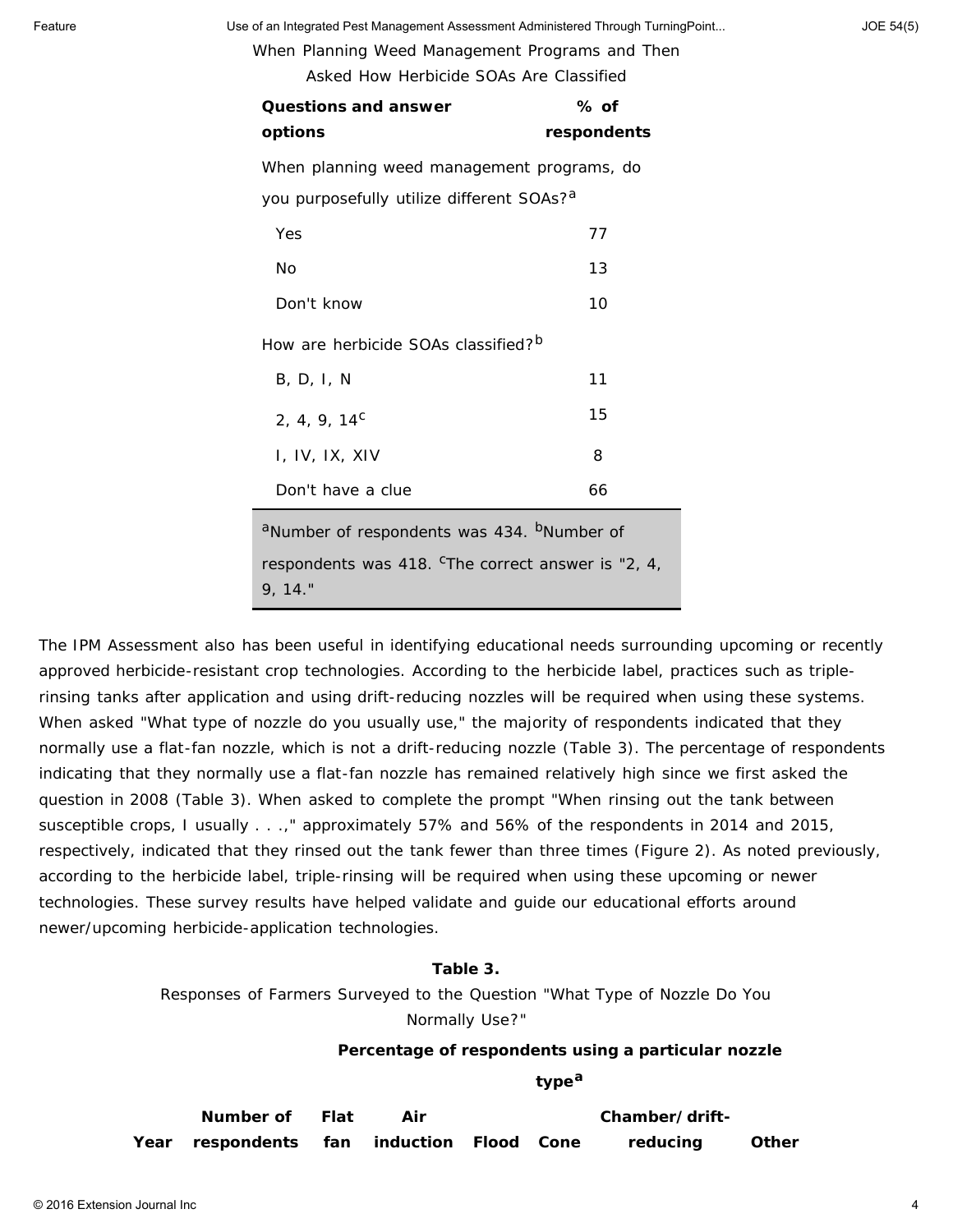When Planning Weed Management Programs and Then Asked How Herbicide SOAs Are Classified

| Questions and answer options | % of respondents |
|---|---|
| When planning weed management programs, do you purposefully utilize different SOAs?[a] | |
| Yes | 77 |
| No | 13 |
| Don't know | 10 |
| How are herbicide SOAs classified?[b] | |
| B, D, I, N | 11 |
| 2, 4, 9, 14[c] | 15 |
| I, IV, IX, XIV | 8 |
| Don't have a clue | 66 |

[a]Number of respondents was 434. [b]Number of respondents was 418. [c]The correct answer is "2, 4, 9, 14."

The IPM Assessment also has been useful in identifying educational needs surrounding upcoming or recently approved herbicide-resistant crop technologies. According to the herbicide label, practices such as triple-rinsing tanks after application and using drift-reducing nozzles will be required when using these systems. When asked "What type of nozzle do you usually use," the majority of respondents indicated that they normally use a flat-fan nozzle, which is not a drift-reducing nozzle (Table 3). The percentage of respondents indicating that they normally use a flat-fan nozzle has remained relatively high since we first asked the question in 2008 (Table 3). When asked to complete the prompt "When rinsing out the tank between susceptible crops, I usually . . .," approximately 57% and 56% of the respondents in 2014 and 2015, respectively, indicated that they rinsed out the tank fewer than three times (Figure 2). As noted previously, according to the herbicide label, triple-rinsing will be required when using these upcoming or newer technologies. These survey results have helped validate and guide our educational efforts around newer/upcoming herbicide-application technologies.

**Table 3.**

Responses of Farmers Surveyed to the Question "What Type of Nozzle Do You Normally Use?"

| | | Percentage of respondents using a particular nozzle type[a] | | | | | |
|---|---|---|---|---|---|---|---|
| Year | Number of respondents | Flat fan | Air induction | Flood | Cone | Chamber/drift-reducing | Other |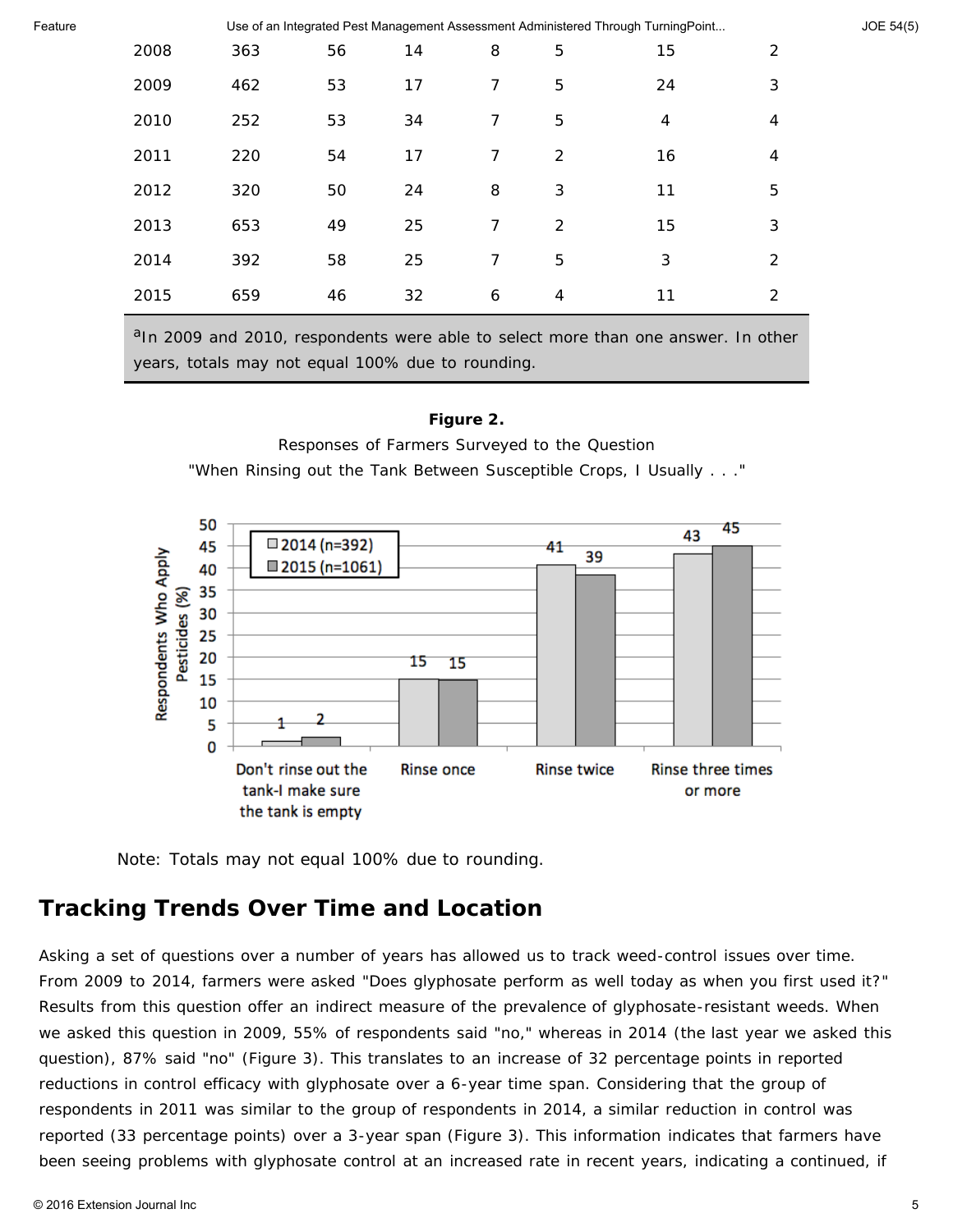| | | | | | | | |
|---|---|---|---|---|---|---|---|
| 2008 | 363 | 56 | 14 | 8 | 5 | 15 | 2 |
| 2009 | 462 | 53 | 17 | 7 | 5 | 24 | 3 |
| 2010 | 252 | 53 | 34 | 7 | 5 | 4 | 4 |
| 2011 | 220 | 54 | 17 | 7 | 2 | 16 | 4 |
| 2012 | 320 | 50 | 24 | 8 | 3 | 11 | 5 |
| 2013 | 653 | 49 | 25 | 7 | 2 | 15 | 3 |
| 2014 | 392 | 58 | 25 | 7 | 5 | 3 | 2 |
| 2015 | 659 | 46 | 32 | 6 | 4 | 11 | 2 |

[a]In 2009 and 2010, respondents were able to select more than one answer. In other years, totals may not equal 100% due to rounding.

**Figure 2.**

Responses of Farmers Surveyed to the Question "When Rinsing out the Tank Between Susceptible Crops, I Usually . . ."

Note: Totals may not equal 100% due to rounding.

## Tracking Trends Over Time and Location

Asking a set of questions over a number of years has allowed us to track weed-control issues over time. From 2009 to 2014, farmers were asked "Does glyphosate perform as well today as when you first used it?" Results from this question offer an indirect measure of the prevalence of glyphosate-resistant weeds. When we asked this question in 2009, 55% of respondents said "no," whereas in 2014 (the last year we asked this question), 87% said "no" (Figure 3). This translates to an increase of 32 percentage points in reported reductions in control efficacy with glyphosate over a 6-year time span. Considering that the group of respondents in 2011 was similar to the group of respondents in 2014, a similar reduction in control was reported (33 percentage points) over a 3-year span (Figure 3). This information indicates that farmers have been seeing problems with glyphosate control at an increased rate in recent years, indicating a continued, if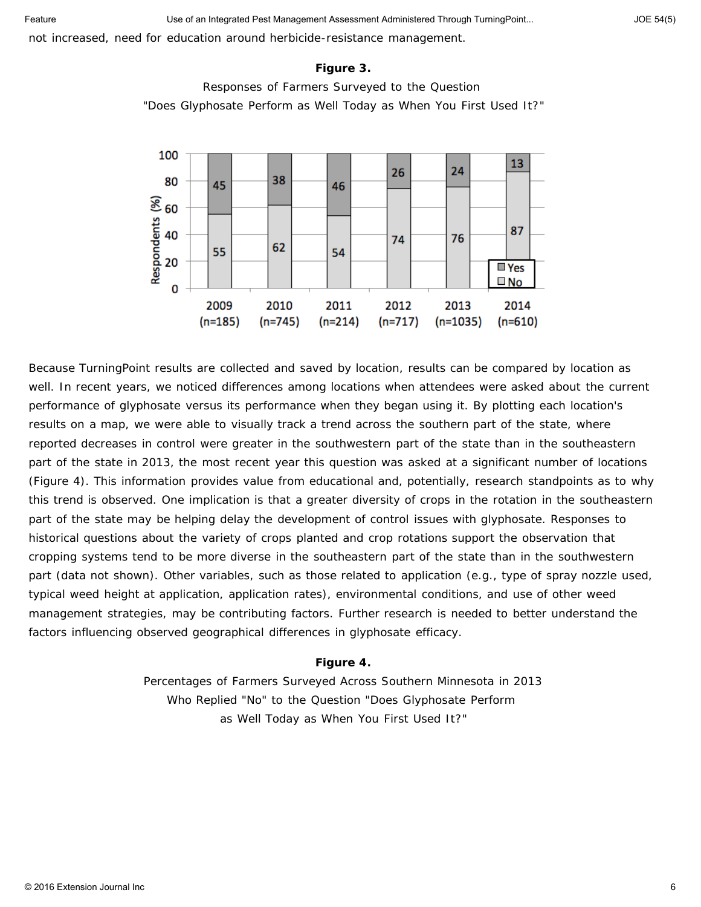not increased, need for education around herbicide-resistance management.

**Figure 3.**

Responses of Farmers Surveyed to the Question "Does Glyphosate Perform as Well Today as When You First Used It?"

| Year | Yes (%) | No (%) |
|---|---|---|
| 2009 (n=185) | 45 | 55 |
| 2010 (n=745) | 38 | 62 |
| 2011 (n=214) | 46 | 54 |
| 2012 (n=717) | 26 | 74 |
| 2013 (n=1035) | 24 | 76 |
| 2014 (n=610) | 13 | 87 |

Because TurningPoint results are collected and saved by location, results can be compared by location as well. In recent years, we noticed differences among locations when attendees were asked about the current performance of glyphosate versus its performance when they began using it. By plotting each location's results on a map, we were able to visually track a trend across the southern part of the state, where reported decreases in control were greater in the southwestern part of the state than in the southeastern part of the state in 2013, the most recent year this question was asked at a significant number of locations (Figure 4). This information provides value from educational and, potentially, research standpoints as to why this trend is observed. One implication is that a greater diversity of crops in the rotation in the southeastern part of the state may be helping delay the development of control issues with glyphosate. Responses to historical questions about the variety of crops planted and crop rotations support the observation that cropping systems tend to be more diverse in the southeastern part of the state than in the southwestern part (data not shown). Other variables, such as those related to application (e.g., type of spray nozzle used, typical weed height at application, application rates), environmental conditions, and use of other weed management strategies, may be contributing factors. Further research is needed to better understand the factors influencing observed geographical differences in glyphosate efficacy.

**Figure 4.**

Percentages of Farmers Surveyed Across Southern Minnesota in 2013 Who Replied "No" to the Question "Does Glyphosate Perform as Well Today as When You First Used It?"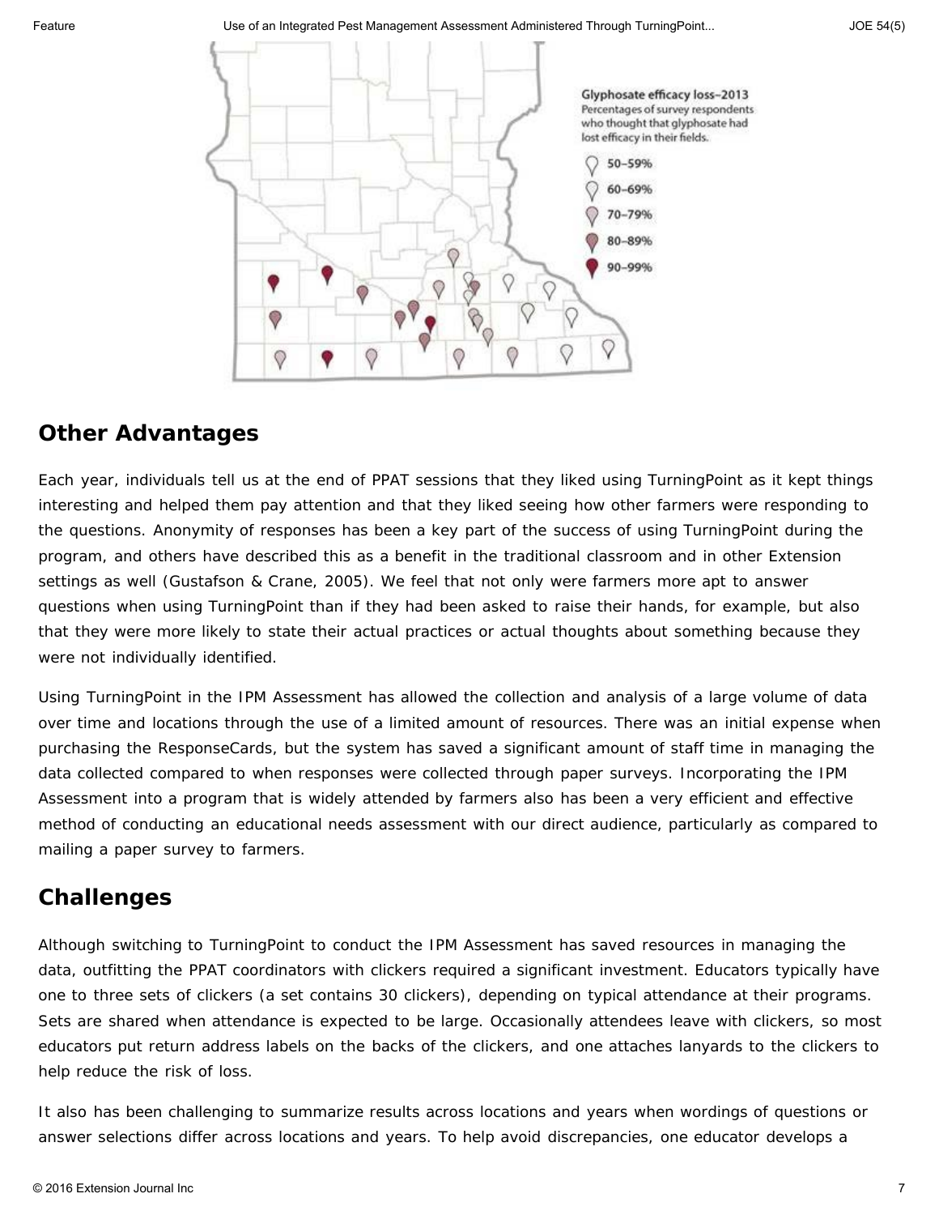## Other Advantages

Each year, individuals tell us at the end of PPAT sessions that they liked using TurningPoint as it kept things interesting and helped them pay attention and that they liked seeing how other farmers were responding to the questions. Anonymity of responses has been a key part of the success of using TurningPoint during the program, and others have described this as a benefit in the traditional classroom and in other Extension settings as well (Gustafson & Crane, 2005). We feel that not only were farmers more apt to answer questions when using TurningPoint than if they had been asked to raise their hands, for example, but also that they were more likely to state their actual practices or actual thoughts about something because they were not individually identified.

Using TurningPoint in the IPM Assessment has allowed the collection and analysis of a large volume of data over time and locations through the use of a limited amount of resources. There was an initial expense when purchasing the ResponseCards, but the system has saved a significant amount of staff time in managing the data collected compared to when responses were collected through paper surveys. Incorporating the IPM Assessment into a program that is widely attended by farmers also has been a very efficient and effective method of conducting an educational needs assessment with our direct audience, particularly as compared to mailing a paper survey to farmers.

## Challenges

Although switching to TurningPoint to conduct the IPM Assessment has saved resources in managing the data, outfitting the PPAT coordinators with clickers required a significant investment. Educators typically have one to three sets of clickers (a set contains 30 clickers), depending on typical attendance at their programs. Sets are shared when attendance is expected to be large. Occasionally attendees leave with clickers, so most educators put return address labels on the backs of the clickers, and one attaches lanyards to the clickers to help reduce the risk of loss.

It also has been challenging to summarize results across locations and years when wordings of questions or answer selections differ across locations and years. To help avoid discrepancies, one educator develops a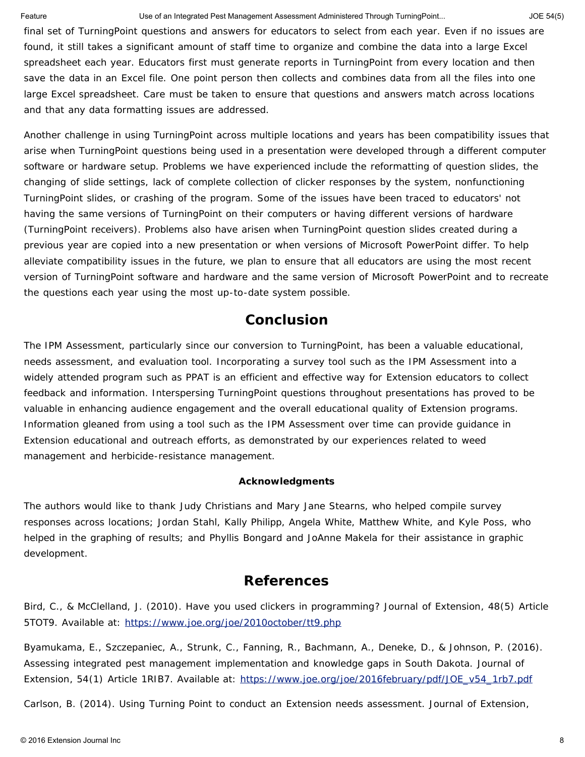final set of TurningPoint questions and answers for educators to select from each year. Even if no issues are found, it still takes a significant amount of staff time to organize and combine the data into a large Excel spreadsheet each year. Educators first must generate reports in TurningPoint from every location and then save the data in an Excel file. One point person then collects and combines data from all the files into one large Excel spreadsheet. Care must be taken to ensure that questions and answers match across locations and that any data formatting issues are addressed.

Another challenge in using TurningPoint across multiple locations and years has been compatibility issues that arise when TurningPoint questions being used in a presentation were developed through a different computer software or hardware setup. Problems we have experienced include the reformatting of question slides, the changing of slide settings, lack of complete collection of clicker responses by the system, nonfunctioning TurningPoint slides, or crashing of the program. Some of the issues have been traced to educators' not having the same versions of TurningPoint on their computers or having different versions of hardware (TurningPoint receivers). Problems also have arisen when TurningPoint question slides created during a previous year are copied into a new presentation or when versions of Microsoft PowerPoint differ. To help alleviate compatibility issues in the future, we plan to ensure that all educators are using the most recent version of TurningPoint software and hardware and the same version of Microsoft PowerPoint and to recreate the questions each year using the most up-to-date system possible.

## Conclusion

The IPM Assessment, particularly since our conversion to TurningPoint, has been a valuable educational, needs assessment, and evaluation tool. Incorporating a survey tool such as the IPM Assessment into a widely attended program such as PPAT is an efficient and effective way for Extension educators to collect feedback and information. Interspersing TurningPoint questions throughout presentations has proved to be valuable in enhancing audience engagement and the overall educational quality of Extension programs. Information gleaned from using a tool such as the IPM Assessment over time can provide guidance in Extension educational and outreach efforts, as demonstrated by our experiences related to weed management and herbicide-resistance management.

### Acknowledgments

The authors would like to thank Judy Christians and Mary Jane Stearns, who helped compile survey responses across locations; Jordan Stahl, Kally Philipp, Angela White, Matthew White, and Kyle Poss, who helped in the graphing of results; and Phyllis Bongard and JoAnne Makela for their assistance in graphic development.

## References

Bird, C., & McClelland, J. (2010). Have you used clickers in programming? Journal of Extension, 48(5) Article 5TOT9. Available at: https://www.joe.org/joe/2010october/tt9.php

Byamukama, E., Szczepaniec, A., Strunk, C., Fanning, R., Bachmann, A., Deneke, D., & Johnson, P. (2016). Assessing integrated pest management implementation and knowledge gaps in South Dakota. Journal of Extension, 54(1) Article 1RIB7. Available at: https://www.joe.org/joe/2016february/pdf/JOE_v54_1rb7.pdf

Carlson, B. (2014). Using Turning Point to conduct an Extension needs assessment. Journal of Extension,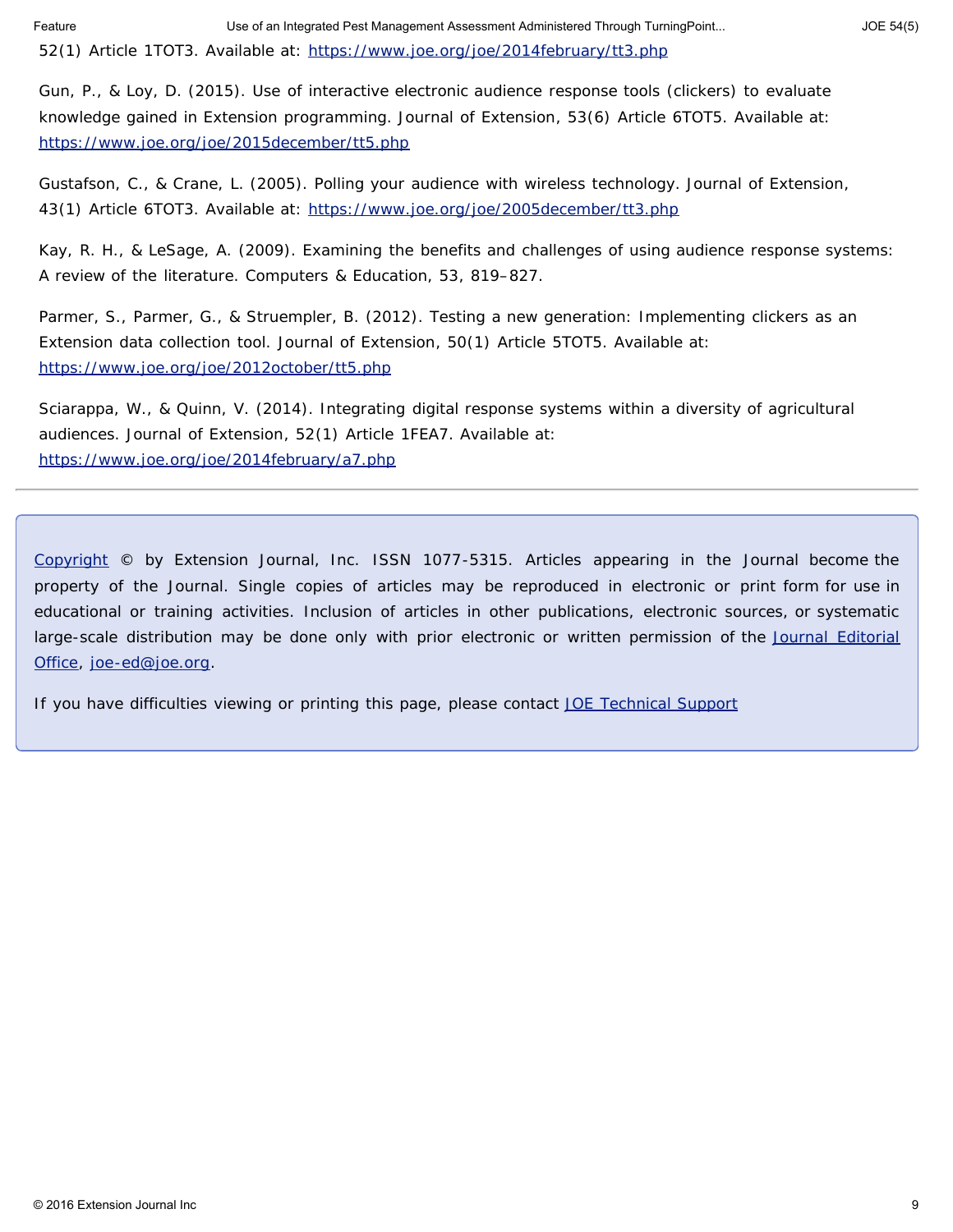52(1) Article 1TOT3. Available at: https://www.joe.org/joe/2014february/tt3.php

Gun, P., & Loy, D. (2015). Use of interactive electronic audience response tools (clickers) to evaluate knowledge gained in Extension programming. Journal of Extension, 53(6) Article 6TOT5. Available at: https://www.joe.org/joe/2015december/tt5.php

Gustafson, C., & Crane, L. (2005). Polling your audience with wireless technology. Journal of Extension, 43(1) Article 6TOT3. Available at: https://www.joe.org/joe/2005december/tt3.php

Kay, R. H., & LeSage, A. (2009). Examining the benefits and challenges of using audience response systems: A review of the literature. Computers & Education, 53, 819–827.

Parmer, S., Parmer, G., & Struempler, B. (2012). Testing a new generation: Implementing clickers as an Extension data collection tool. Journal of Extension, 50(1) Article 5TOT5. Available at: https://www.joe.org/joe/2012october/tt5.php

Sciarappa, W., & Quinn, V. (2014). Integrating digital response systems within a diversity of agricultural audiences. Journal of Extension, 52(1) Article 1FEA7. Available at: https://www.joe.org/joe/2014february/a7.php

---

Copyright © by Extension Journal, Inc. ISSN 1077-5315. Articles appearing in the Journal become the property of the Journal. Single copies of articles may be reproduced in electronic or print form for use in educational or training activities. Inclusion of articles in other publications, electronic sources, or systematic large-scale distribution may be done only with prior electronic or written permission of the Journal Editorial Office, joe-ed@joe.org.

If you have difficulties viewing or printing this page, please contact JOE Technical Support